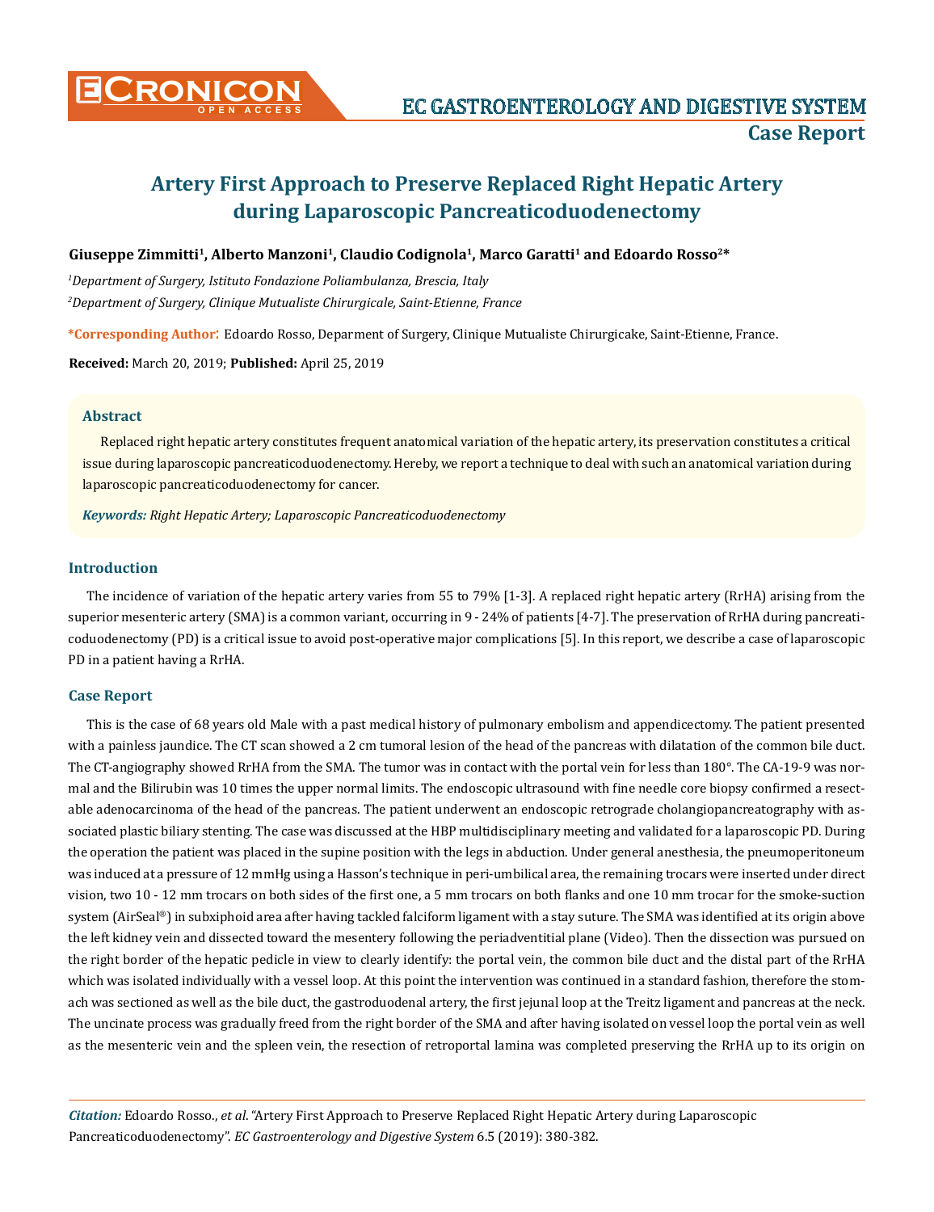Case Report

# Artery First Approach to Preserve Replaced Right Hepatic Artery during Laparoscopic Pancreaticoduodenectomy

**Giuseppe Zimmitti[1], Alberto Manzoni[1], Claudio Codignola[1], Marco Garatti[1] and Edoardo Rosso[2]***

*[1]Department of Surgery, Istituto Fondazione Poliambulanza, Brescia, Italy*

*[2]Department of Surgery, Clinique Mutualiste Chirurgicale, Saint-Etienne, France*

**\*Corresponding Author:** Edoardo Rosso, Deparment of Surgery, Clinique Mutualiste Chirurgicake, Saint-Etienne, France.

**Received:** March 20, 2019; **Published:** April 25, 2019

## Abstract

Replaced right hepatic artery constitutes frequent anatomical variation of the hepatic artery, its preservation constitutes a critical issue during laparoscopic pancreaticoduodenectomy. Hereby, we report a technique to deal with such an anatomical variation during laparoscopic pancreaticoduodenectomy for cancer.

***Keywords:*** *Right Hepatic Artery; Laparoscopic Pancreaticoduodenectomy*

## Introduction

The incidence of variation of the hepatic artery varies from 55 to 79% [1-3]. A replaced right hepatic artery (RrHA) arising from the superior mesenteric artery (SMA) is a common variant, occurring in 9 - 24% of patients [4-7]. The preservation of RrHA during pancreaticoduodenectomy (PD) is a critical issue to avoid post-operative major complications [5]. In this report, we describe a case of laparoscopic PD in a patient having a RrHA.

## Case Report

This is the case of 68 years old Male with a past medical history of pulmonary embolism and appendicectomy. The patient presented with a painless jaundice. The CT scan showed a 2 cm tumoral lesion of the head of the pancreas with dilatation of the common bile duct. The CT-angiography showed RrHA from the SMA. The tumor was in contact with the portal vein for less than 180°. The CA-19-9 was normal and the Bilirubin was 10 times the upper normal limits. The endoscopic ultrasound with fine needle core biopsy confirmed a resectable adenocarcinoma of the head of the pancreas. The patient underwent an endoscopic retrograde cholangiopancreatography with associated plastic biliary stenting. The case was discussed at the HBP multidisciplinary meeting and validated for a laparoscopic PD. During the operation the patient was placed in the supine position with the legs in abduction. Under general anesthesia, the pneumoperitoneum was induced at a pressure of 12 mmHg using a Hasson's technique in peri-umbilical area, the remaining trocars were inserted under direct vision, two 10 - 12 mm trocars on both sides of the first one, a 5 mm trocars on both flanks and one 10 mm trocar for the smoke-suction system (AirSeal®) in subxiphoid area after having tackled falciform ligament with a stay suture. The SMA was identified at its origin above the left kidney vein and dissected toward the mesentery following the periadventitial plane (Video). Then the dissection was pursued on the right border of the hepatic pedicle in view to clearly identify: the portal vein, the common bile duct and the distal part of the RrHA which was isolated individually with a vessel loop. At this point the intervention was continued in a standard fashion, therefore the stomach was sectioned as well as the bile duct, the gastroduodenal artery, the first jejunal loop at the Treitz ligament and pancreas at the neck. The uncinate process was gradually freed from the right border of the SMA and after having isolated on vessel loop the portal vein as well as the mesenteric vein and the spleen vein, the resection of retroportal lamina was completed preserving the RrHA up to its origin on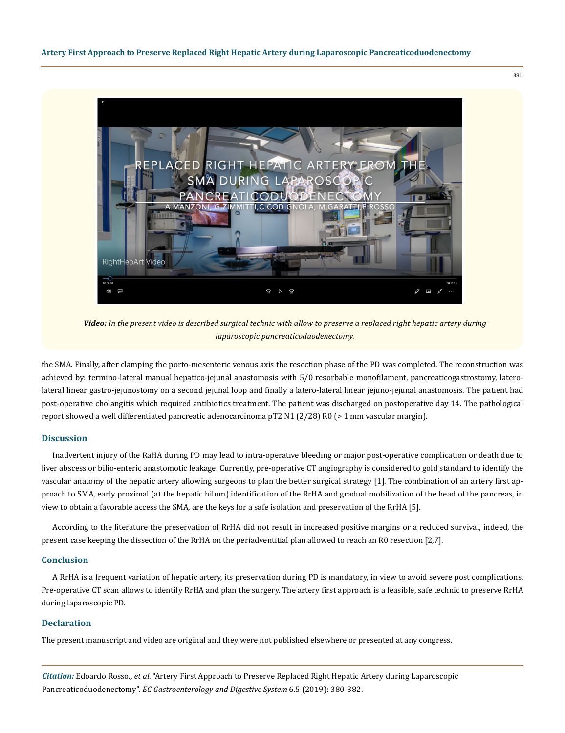**Video:** *In the present video is described surgical technic with allow to preserve a replaced right hepatic artery during laparoscopic pancreaticoduodenectomy.*

the SMA. Finally, after clamping the porto-mesenteric venous axis the resection phase of the PD was completed. The reconstruction was achieved by: termino-lateral manual hepatico-jejunal anastomosis with 5/0 resorbable monofilament, pancreaticogastrostomy, latero-lateral linear gastro-jejunostomy on a second jejunal loop and finally a latero-lateral linear jejuno-jejunal anastomosis. The patient had post-operative cholangitis which required antibiotics treatment. The patient was discharged on postoperative day 14. The pathological report showed a well differentiated pancreatic adenocarcinoma pT2 N1 (2/28) R0 (> 1 mm vascular margin).

## Discussion

Inadvertent injury of the RaHA during PD may lead to intra-operative bleeding or major post-operative complication or death due to liver abscess or bilio-enteric anastomotic leakage. Currently, pre-operative CT angiography is considered to gold standard to identify the vascular anatomy of the hepatic artery allowing surgeons to plan the better surgical strategy [1]. The combination of an artery first approach to SMA, early proximal (at the hepatic hilum) identification of the RrHA and gradual mobilization of the head of the pancreas, in view to obtain a favorable access the SMA, are the keys for a safe isolation and preservation of the RrHA [5].

According to the literature the preservation of RrHA did not result in increased positive margins or a reduced survival, indeed, the present case keeping the dissection of the RrHA on the periadventitial plan allowed to reach an R0 resection [2,7].

## Conclusion

A RrHA is a frequent variation of hepatic artery, its preservation during PD is mandatory, in view to avoid severe post complications. Pre-operative CT scan allows to identify RrHA and plan the surgery. The artery first approach is a feasible, safe technic to preserve RrHA during laparoscopic PD.

## Declaration

The present manuscript and video are original and they were not published elsewhere or presented at any congress.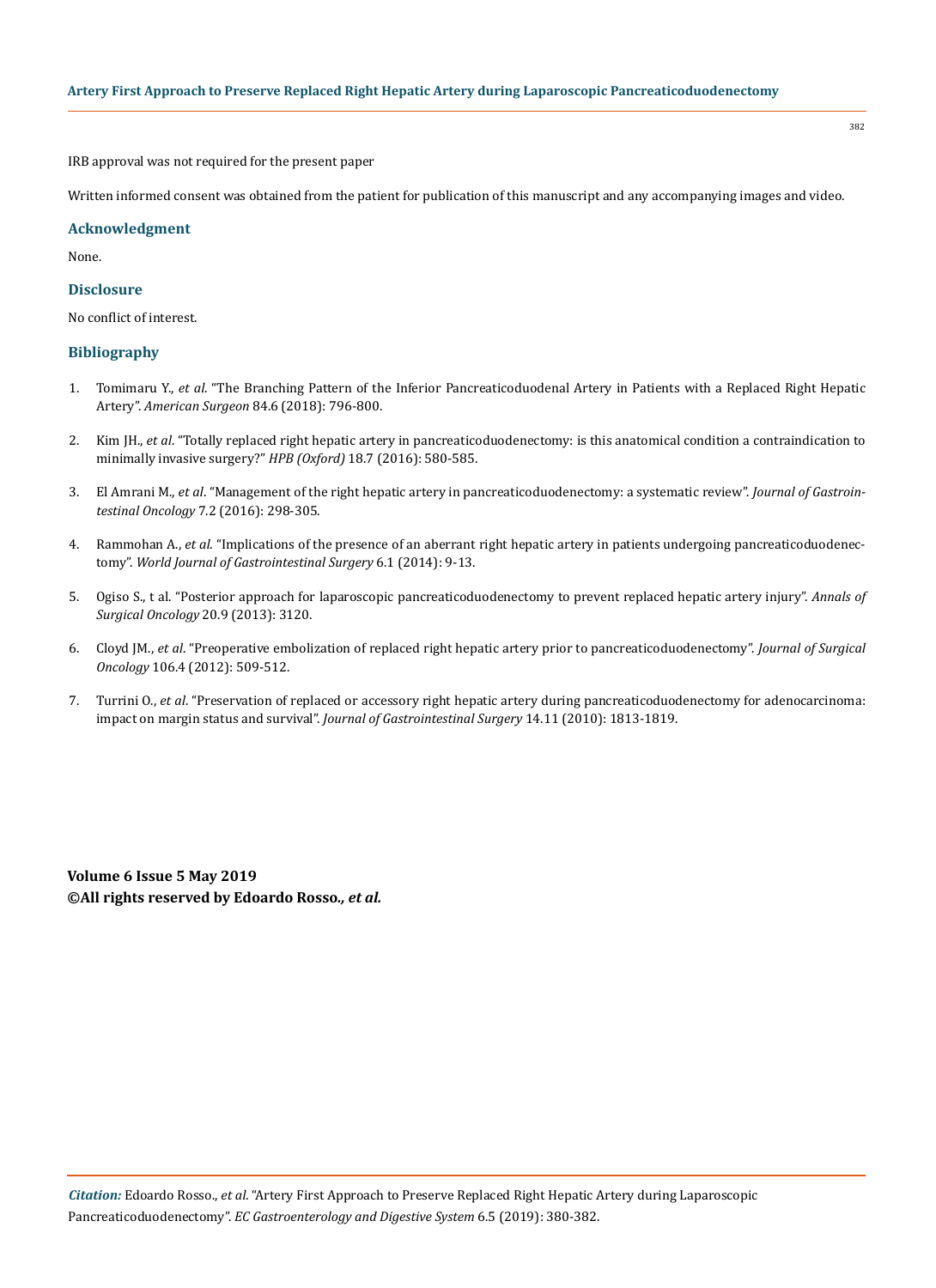IRB approval was not required for the present paper

Written informed consent was obtained from the patient for publication of this manuscript and any accompanying images and video.

## Acknowledgment

None.

## Disclosure

No conflict of interest.

## Bibliography

1. Tomimaru Y., *et al*. "The Branching Pattern of the Inferior Pancreaticoduodenal Artery in Patients with a Replaced Right Hepatic Artery". *American Surgeon* 84.6 (2018): 796-800.
2. Kim JH., *et al*. "Totally replaced right hepatic artery in pancreaticoduodenectomy: is this anatomical condition a contraindication to minimally invasive surgery?" *HPB (Oxford)* 18.7 (2016): 580-585.
3. El Amrani M., *et al*. "Management of the right hepatic artery in pancreaticoduodenectomy: a systematic review". *Journal of Gastrointestinal Oncology* 7.2 (2016): 298-305.
4. Rammohan A., *et al*. "Implications of the presence of an aberrant right hepatic artery in patients undergoing pancreaticoduodenectomy". *World Journal of Gastrointestinal Surgery* 6.1 (2014): 9-13.
5. Ogiso S., t al. "Posterior approach for laparoscopic pancreaticoduodenectomy to prevent replaced hepatic artery injury". *Annals of Surgical Oncology* 20.9 (2013): 3120.
6. Cloyd JM., *et al*. "Preoperative embolization of replaced right hepatic artery prior to pancreaticoduodenectomy". *Journal of Surgical Oncology* 106.4 (2012): 509-512.
7. Turrini O., *et al*. "Preservation of replaced or accessory right hepatic artery during pancreaticoduodenectomy for adenocarcinoma: impact on margin status and survival". *Journal of Gastrointestinal Surgery* 14.11 (2010): 1813-1819.

**Volume 6 Issue 5 May 2019**
**©All rights reserved by Edoardo Rosso., *et al.***